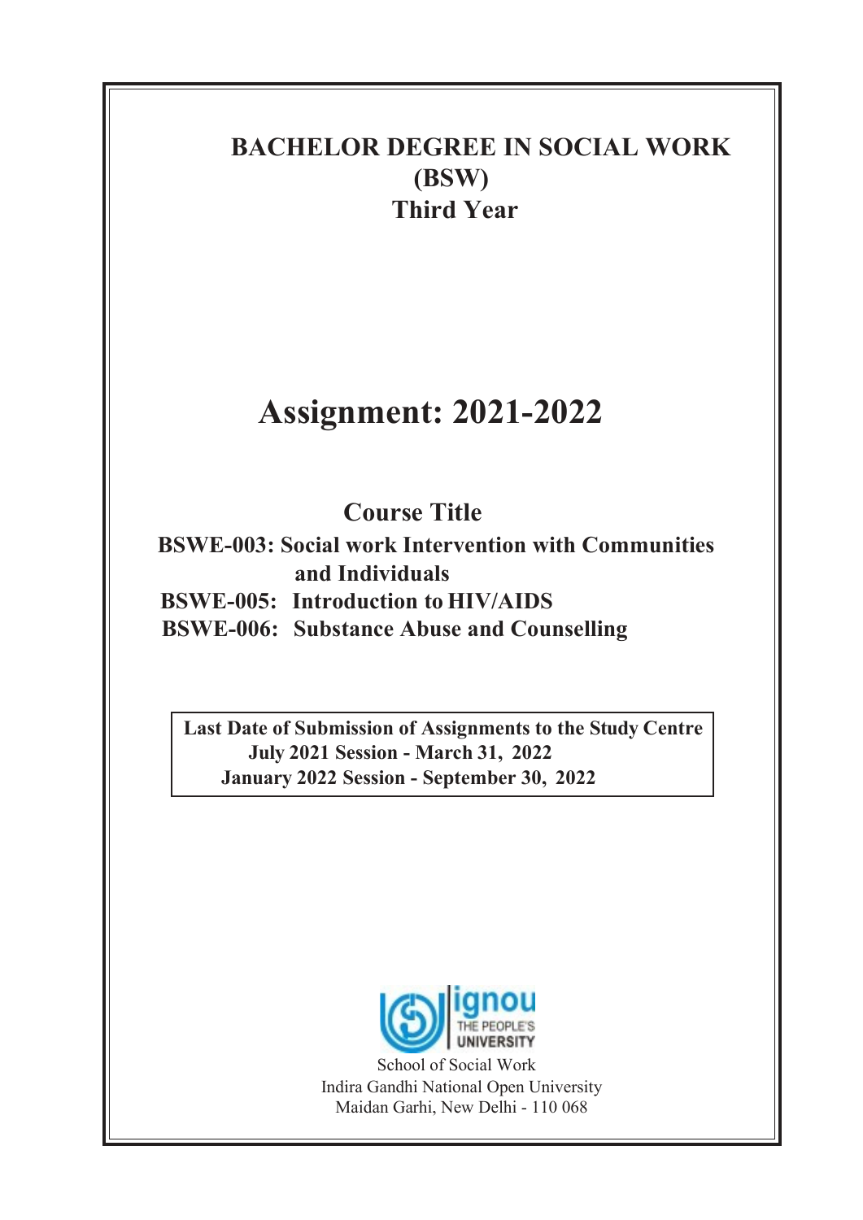# BACHELOR DEGREE IN SOCIAL WORK (BSW)

## Third Year

# Assignment: 2021-2022

## Course Title

**BSWE-003: Social work Intervention with Communities and Individuals**

**BSWE-005: Introduction to HIV/AIDS**

**BSWE-006: Substance Abuse and Counselling**

**Last Date of Submission of Assignments to the Study Centre**
**July 2021 Session - March 31, 2022**
**January 2022 Session - September 30, 2022**

ignou THE PEOPLE'S UNIVERSITY

School of Social Work
Indira Gandhi National Open University
Maidan Garhi, New Delhi - 110 068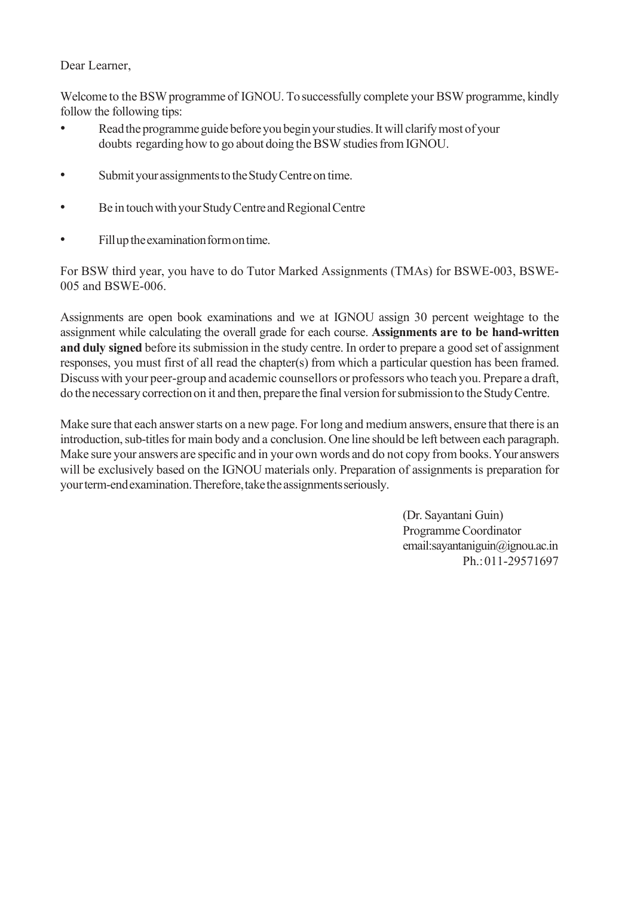Dear Learner,

Welcome to the BSW programme of IGNOU. To successfully complete your BSW programme, kindly follow the following tips:

- Read the programme guide before you begin your studies. It will clarify most of your doubts regarding how to go about doing the BSW studies from IGNOU.
- Submit your assignments to the Study Centre on time.
- Be in touch with your Study Centre and Regional Centre
- Fill up the examination form on time.

For BSW third year, you have to do Tutor Marked Assignments (TMAs) for BSWE-003, BSWE-005 and BSWE-006.

Assignments are open book examinations and we at IGNOU assign 30 percent weightage to the assignment while calculating the overall grade for each course. **Assignments are to be hand-written and duly signed** before its submission in the study centre. In order to prepare a good set of assignment responses, you must first of all read the chapter(s) from which a particular question has been framed. Discuss with your peer-group and academic counsellors or professors who teach you. Prepare a draft, do the necessary correction on it and then, prepare the final version for submission to the Study Centre.

Make sure that each answer starts on a new page. For long and medium answers, ensure that there is an introduction, sub-titles for main body and a conclusion. One line should be left between each paragraph. Make sure your answers are specific and in your own words and do not copy from books. Your answers will be exclusively based on the IGNOU materials only. Preparation of assignments is preparation for your term-end examination. Therefore, take the assignments seriously.

(Dr. Sayantani Guin)
Programme Coordinator
email:sayantaniguin@ignou.ac.in
Ph.: 011-29571697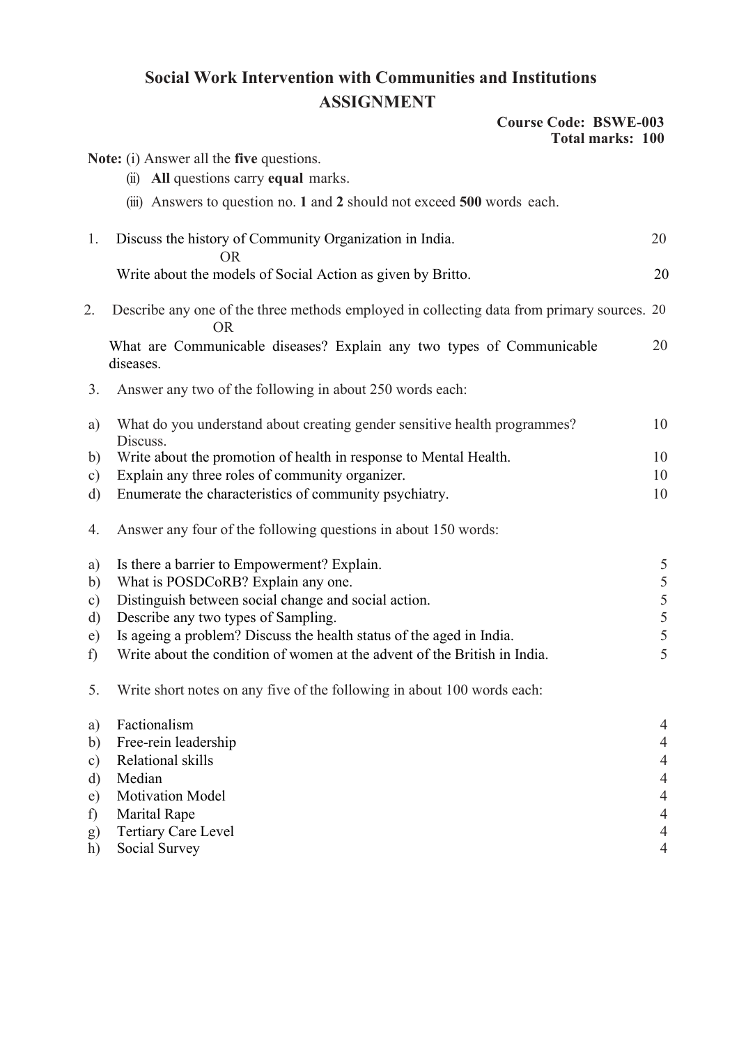# Social Work Intervention with Communities and Institutions

## ASSIGNMENT

**Course Code: BSWE-003**
**Total marks: 100**

**Note:** (i) Answer all the **five** questions.
(ii) **All** questions carry **equal** marks.
(iii) Answers to question no. **1** and **2** should not exceed **500** words each.

1. Discuss the history of Community Organization in India. 20

   OR

   Write about the models of Social Action as given by Britto. 20

2. Describe any one of the three methods employed in collecting data from primary sources. 20

   OR

   What are Communicable diseases? Explain any two types of Communicable diseases. 20

3. Answer any two of the following in about 250 words each:

   a) What do you understand about creating gender sensitive health programmes? Discuss. 10
   b) Write about the promotion of health in response to Mental Health. 10
   c) Explain any three roles of community organizer. 10
   d) Enumerate the characteristics of community psychiatry. 10

4. Answer any four of the following questions in about 150 words:

   a) Is there a barrier to Empowerment? Explain. 5
   b) What is POSDCoRB? Explain any one. 5
   c) Distinguish between social change and social action. 5
   d) Describe any two types of Sampling. 5
   e) Is ageing a problem? Discuss the health status of the aged in India. 5
   f) Write about the condition of women at the advent of the British in India. 5

5. Write short notes on any five of the following in about 100 words each:

   a) Factionalism 4
   b) Free-rein leadership 4
   c) Relational skills 4
   d) Median 4
   e) Motivation Model 4
   f) Marital Rape 4
   g) Tertiary Care Level 4
   h) Social Survey 4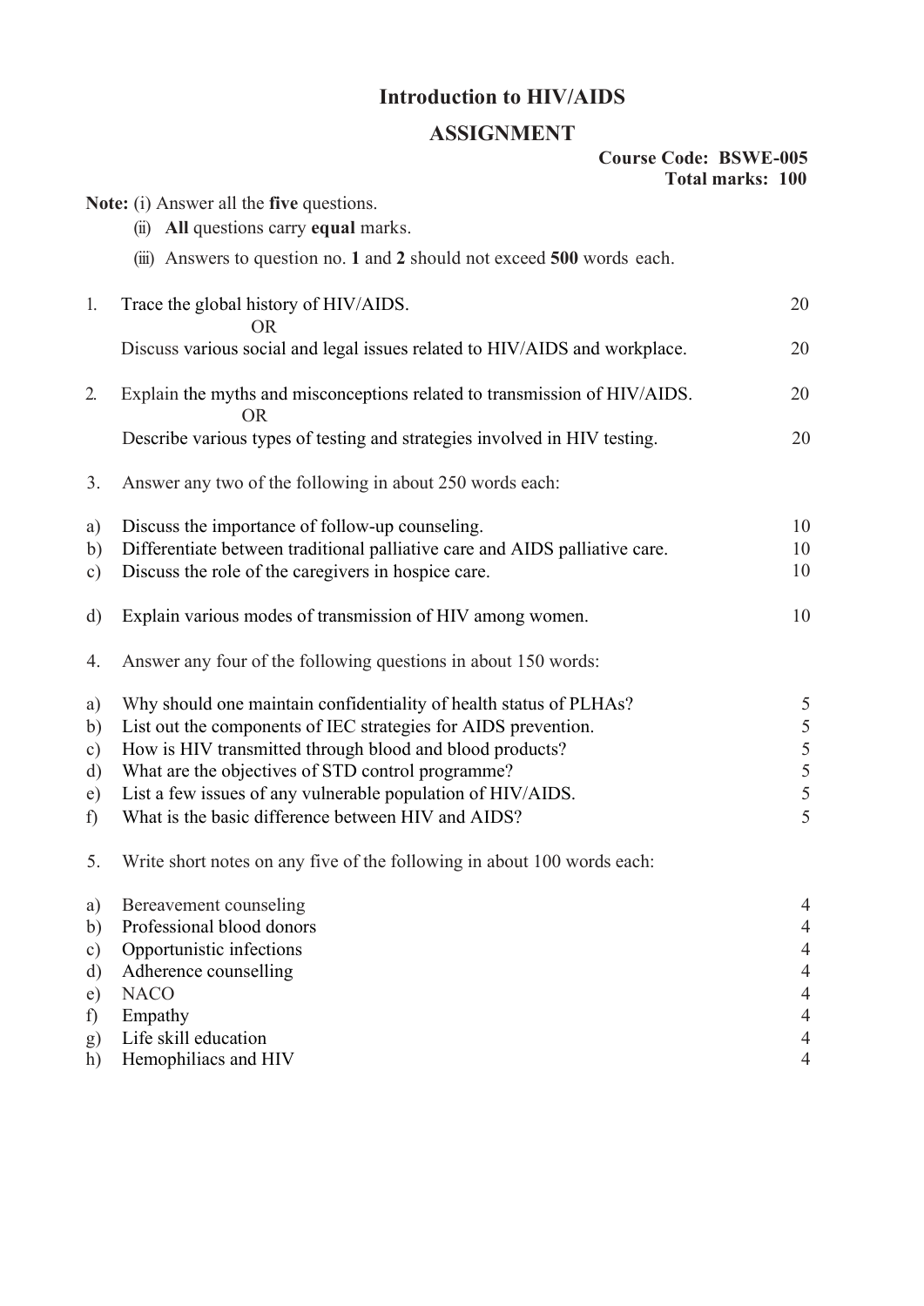# Introduction to HIV/AIDS

## ASSIGNMENT

**Course Code: BSWE-005**
**Total marks: 100**

**Note:** (i) Answer all the **five** questions.

(ii) **All** questions carry **equal** marks.

(iii) Answers to question no. **1** and **2** should not exceed **500** words each.

| | | |
|---|---|---|
| 1. | Trace the global history of HIV/AIDS. | 20 |
| | OR | |
| | Discuss various social and legal issues related to HIV/AIDS and workplace. | 20 |
| 2. | Explain the myths and misconceptions related to transmission of HIV/AIDS. | 20 |
| | OR | |
| | Describe various types of testing and strategies involved in HIV testing. | 20 |
| 3. | Answer any two of the following in about 250 words each: | |
| a) | Discuss the importance of follow-up counseling. | 10 |
| b) | Differentiate between traditional palliative care and AIDS palliative care. | 10 |
| c) | Discuss the role of the caregivers in hospice care. | 10 |
| d) | Explain various modes of transmission of HIV among women. | 10 |
| 4. | Answer any four of the following questions in about 150 words: | |
| a) | Why should one maintain confidentiality of health status of PLHAs? | 5 |
| b) | List out the components of IEC strategies for AIDS prevention. | 5 |
| c) | How is HIV transmitted through blood and blood products? | 5 |
| d) | What are the objectives of STD control programme? | 5 |
| e) | List a few issues of any vulnerable population of HIV/AIDS. | 5 |
| f) | What is the basic difference between HIV and AIDS? | 5 |
| 5. | Write short notes on any five of the following in about 100 words each: | |
| a) | Bereavement counseling | 4 |
| b) | Professional blood donors | 4 |
| c) | Opportunistic infections | 4 |
| d) | Adherence counselling | 4 |
| e) | NACO | 4 |
| f) | Empathy | 4 |
| g) | Life skill education | 4 |
| h) | Hemophiliacs and HIV | 4 |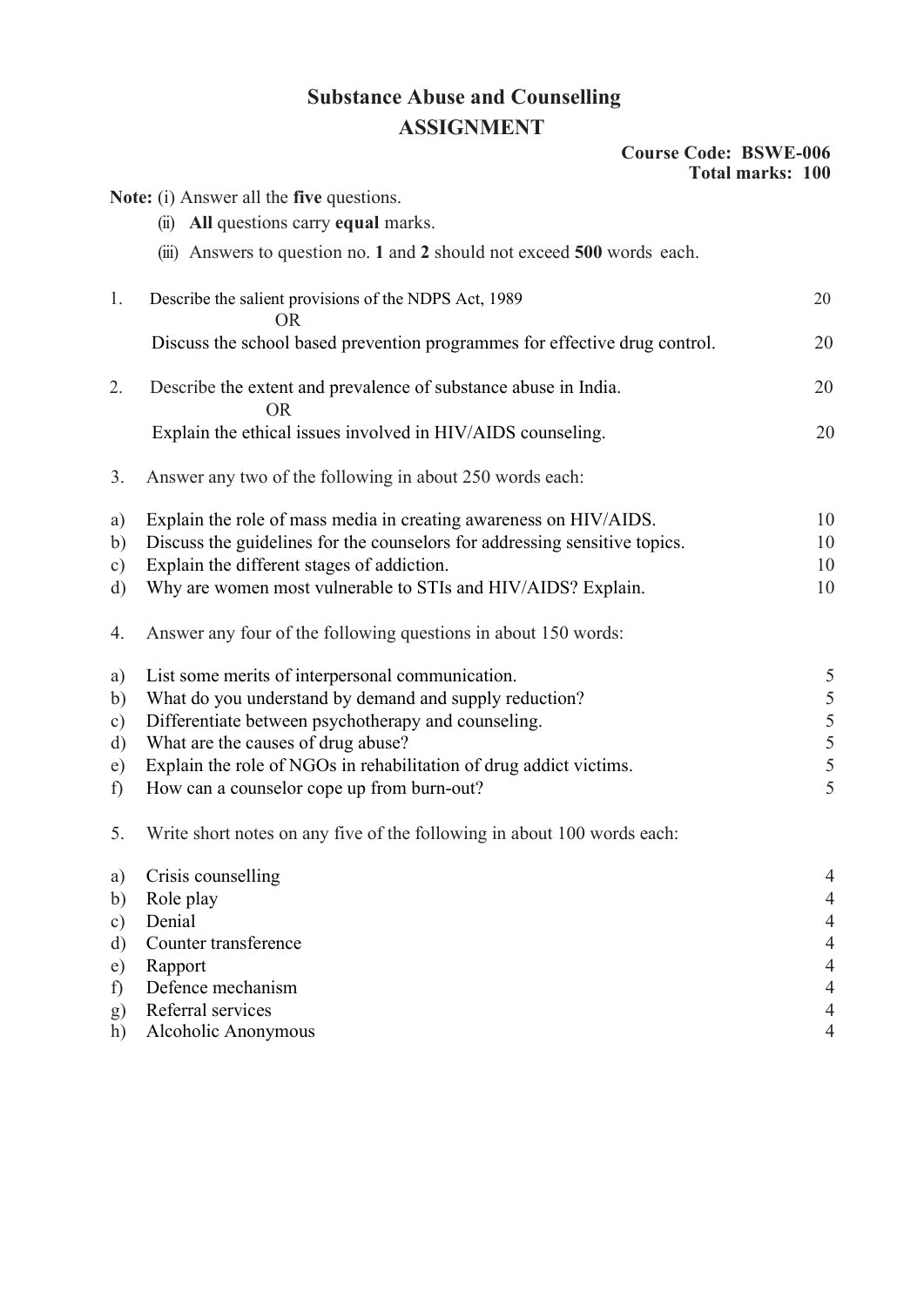# Substance Abuse and Counselling

## ASSIGNMENT

**Course Code: BSWE-006**
**Total marks: 100**

**Note:** (i) Answer all the **five** questions.

(ii) **All** questions carry **equal** marks.

(iii) Answers to question no. **1** and **2** should not exceed **500** words each.

| | | |
|---|---|---|
| 1. | Describe the salient provisions of the NDPS Act, 1989 | 20 |
| | OR | |
| | Discuss the school based prevention programmes for effective drug control. | 20 |
| 2. | Describe the extent and prevalence of substance abuse in India. | 20 |
| | OR | |
| | Explain the ethical issues involved in HIV/AIDS counseling. | 20 |
| 3. | Answer any two of the following in about 250 words each: | |
| a) | Explain the role of mass media in creating awareness on HIV/AIDS. | 10 |
| b) | Discuss the guidelines for the counselors for addressing sensitive topics. | 10 |
| c) | Explain the different stages of addiction. | 10 |
| d) | Why are women most vulnerable to STIs and HIV/AIDS? Explain. | 10 |
| 4. | Answer any four of the following questions in about 150 words: | |
| a) | List some merits of interpersonal communication. | 5 |
| b) | What do you understand by demand and supply reduction? | 5 |
| c) | Differentiate between psychotherapy and counseling. | 5 |
| d) | What are the causes of drug abuse? | 5 |
| e) | Explain the role of NGOs in rehabilitation of drug addict victims. | 5 |
| f) | How can a counselor cope up from burn-out? | 5 |
| 5. | Write short notes on any five of the following in about 100 words each: | |
| a) | Crisis counselling | 4 |
| b) | Role play | 4 |
| c) | Denial | 4 |
| d) | Counter transference | 4 |
| e) | Rapport | 4 |
| f) | Defence mechanism | 4 |
| g) | Referral services | 4 |
| h) | Alcoholic Anonymous | 4 |